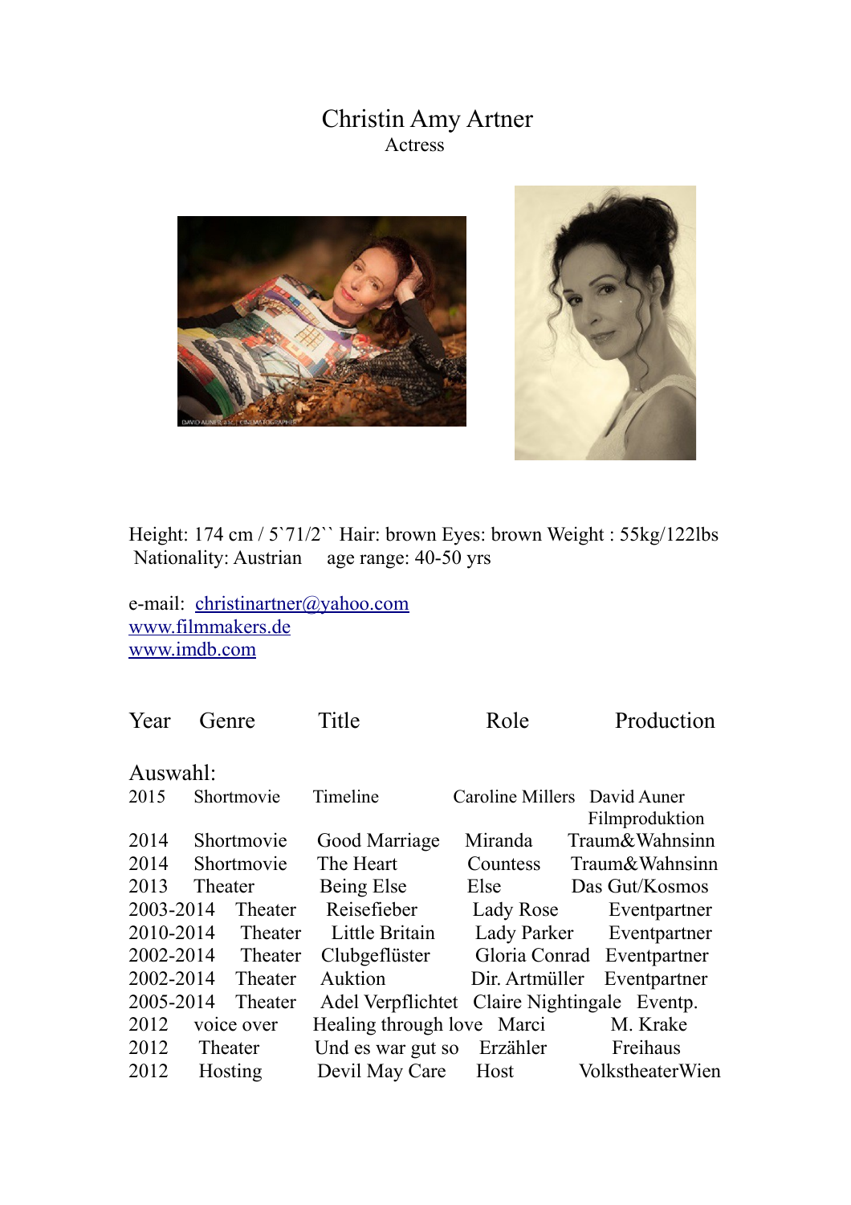# Christin Amy Artner

Actress

Height: 174 cm / 5`71/2`` Hair: brown Eyes: brown Weight : 55kg/122lbs
Nationality: Austrian age range: 40-50 yrs

e-mail: christinartner@yahoo.com
www.filmmakers.de
www.imdb.com

| Year | Genre | Title | Role | Production |
|---|---|---|---|---|
| Auswahl: | | | | |
| 2015 | Shortmovie | Timeline | Caroline Millers | David Auner Filmproduktion |
| 2014 | Shortmovie | Good Marriage | Miranda | Traum&Wahnsinn |
| 2014 | Shortmovie | The Heart | Countess | Traum&Wahnsinn |
| 2013 | Theater | Being Else | Else | Das Gut/Kosmos |
| 2003-2014 | Theater | Reisefieber | Lady Rose | Eventpartner |
| 2010-2014 | Theater | Little Britain | Lady Parker | Eventpartner |
| 2002-2014 | Theater | Clubgeflüster | Gloria Conrad | Eventpartner |
| 2002-2014 | Theater | Auktion | Dir. Artmüller | Eventpartner |
| 2005-2014 | Theater | Adel Verpflichtet | Claire Nightingale | Eventp. |
| 2012 | voice over | Healing through love | Marci | M. Krake |
| 2012 | Theater | Und es war gut so | Erzähler | Freihaus |
| 2012 | Hosting | Devil May Care | Host | VolkstheaterWien |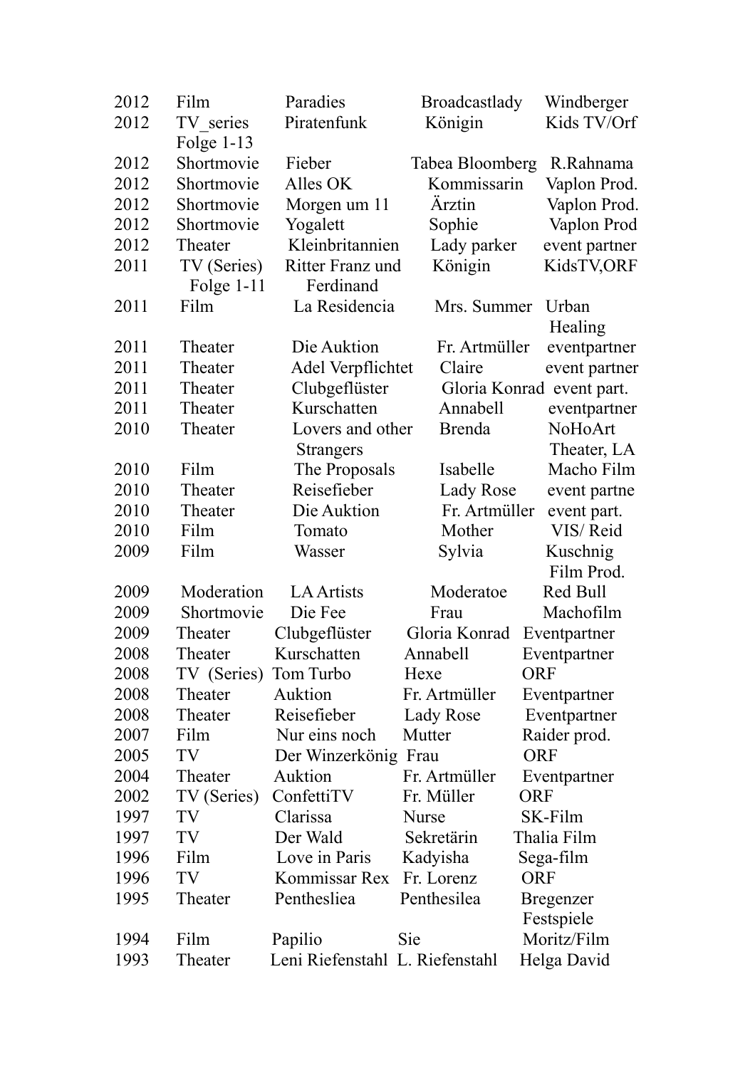| | | | | |
|---|---|---|---|---|
| 2012 | Film | Paradies | Broadcastlady | Windberger |
| 2012 | TV_series Folge 1-13 | Piratenfunk | Königin | Kids TV/Orf |
| 2012 | Shortmovie | Fieber | Tabea Bloomberg | R.Rahnama |
| 2012 | Shortmovie | Alles OK | Kommissarin | Vaplon Prod. |
| 2012 | Shortmovie | Morgen um 11 | Ärztin | Vaplon Prod. |
| 2012 | Shortmovie | Yogalett | Sophie | Vaplon Prod |
| 2012 | Theater | Kleinbritannien | Lady parker | event partner |
| 2011 | TV (Series) Folge 1-11 | Ritter Franz und Ferdinand | Königin | KidsTV,ORF |
| 2011 | Film | La Residencia | Mrs. Summer | Urban Healing |
| 2011 | Theater | Die Auktion | Fr. Artmüller | eventpartner |
| 2011 | Theater | Adel Verpflichtet | Claire | event partner |
| 2011 | Theater | Clubgeflüster | Gloria Konrad | event part. |
| 2011 | Theater | Kurschatten | Annabell | eventpartner |
| 2010 | Theater | Lovers and other Strangers | Brenda | NoHoArt Theater, LA |
| 2010 | Film | The Proposals | Isabelle | Macho Film |
| 2010 | Theater | Reisefieber | Lady Rose | event partne |
| 2010 | Theater | Die Auktion | Fr. Artmüller | event part. |
| 2010 | Film | Tomato | Mother | VIS/ Reid |
| 2009 | Film | Wasser | Sylvia | Kuschnig Film Prod. |
| 2009 | Moderation | LA Artists | Moderatoe | Red Bull |
| 2009 | Shortmovie | Die Fee | Frau | Machofilm |
| 2009 | Theater | Clubgeflüster | Gloria Konrad | Eventpartner |
| 2008 | Theater | Kurschatten | Annabell | Eventpartner |
| 2008 | TV (Series) | Tom Turbo | Hexe | ORF |
| 2008 | Theater | Auktion | Fr. Artmüller | Eventpartner |
| 2008 | Theater | Reisefieber | Lady Rose | Eventpartner |
| 2007 | Film | Nur eins noch | Mutter | Raider prod. |
| 2005 | TV | Der Winzerkönig | Frau | ORF |
| 2004 | Theater | Auktion | Fr. Artmüller | Eventpartner |
| 2002 | TV (Series) | ConfettiTV | Fr. Müller | ORF |
| 1997 | TV | Clarissa | Nurse | SK-Film |
| 1997 | TV | Der Wald | Sekretärin | Thalia Film |
| 1996 | Film | Love in Paris | Kadyisha | Sega-film |
| 1996 | TV | Kommissar Rex | Fr. Lorenz | ORF |
| 1995 | Theater | Penthesliea | Penthesilea | Bregenzer Festspiele |
| 1994 | Film | Papilio | Sie | Moritz/Film |
| 1993 | Theater | Leni Riefenstahl | L. Riefenstahl | Helga David |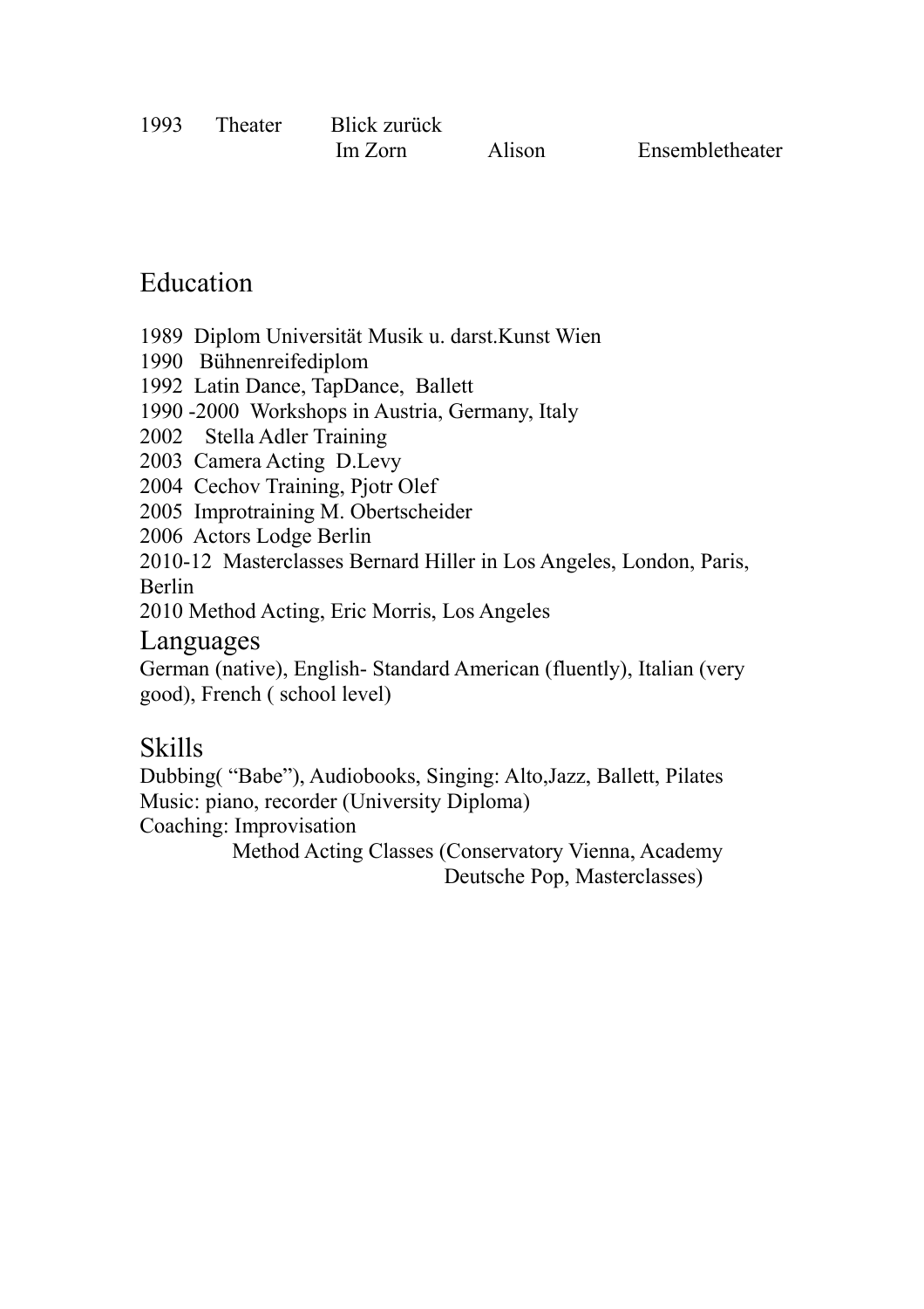| | | | | |
|---|---|---|---|---|
| 1993 | Theater | Blick zurück Im Zorn | Alison | Ensembletheater |

## Education

1989 Diplom Universität Musik u. darst.Kunst Wien
1990 Bühnenreifediplom
1992 Latin Dance, TapDance, Ballett
1990 -2000 Workshops in Austria, Germany, Italy
2002 Stella Adler Training
2003 Camera Acting D.Levy
2004 Cechov Training, Pjotr Olef
2005 Improtraining M. Obertscheider
2006 Actors Lodge Berlin
2010-12 Masterclasses Bernard Hiller in Los Angeles, London, Paris, Berlin
2010 Method Acting, Eric Morris, Los Angeles

## Languages

German (native), English- Standard American (fluently), Italian (very good), French ( school level)

## Skills

Dubbing( "Babe"), Audiobooks, Singing: Alto,Jazz, Ballett, Pilates
Music: piano, recorder (University Diploma)
Coaching: Improvisation
Method Acting Classes (Conservatory Vienna, Academy Deutsche Pop, Masterclasses)